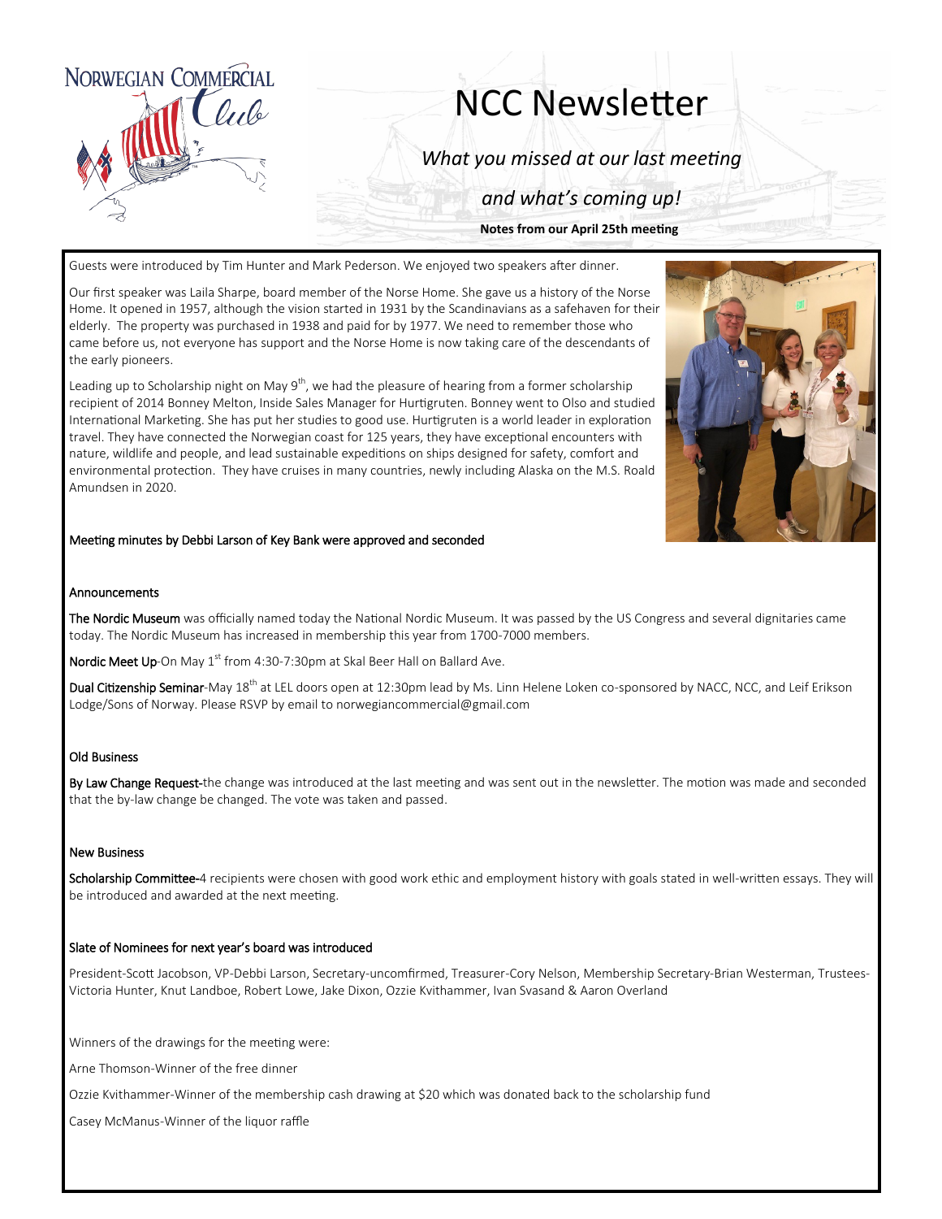Norwegian Commercial Club

# NCC Newsletter

*What you missed at our last meeting*

*and what's coming up!*

**Notes from our April 25th meeting**

Guests were introduced by Tim Hunter and Mark Pederson. We enjoyed two speakers after dinner.

Our first speaker was Laila Sharpe, board member of the Norse Home. She gave us a history of the Norse Home. It opened in 1957, although the vision started in 1931 by the Scandinavians as a safehaven for their elderly. The property was purchased in 1938 and paid for by 1977. We need to remember those who came before us, not everyone has support and the Norse Home is now taking care of the descendants of the early pioneers.

Leading up to Scholarship night on May 9th, we had the pleasure of hearing from a former scholarship recipient of 2014 Bonney Melton, Inside Sales Manager for Hurtigruten. Bonney went to Olso and studied International Marketing. She has put her studies to good use. Hurtigruten is a world leader in exploration travel. They have connected the Norwegian coast for 125 years, they have exceptional encounters with nature, wildlife and people, and lead sustainable expeditions on ships designed for safety, comfort and environmental protection. They have cruises in many countries, newly including Alaska on the M.S. Roald Amundsen in 2020.

Meeting minutes by Debbi Larson of Key Bank were approved and seconded

### Announcements

**The Nordic Museum** was officially named today the National Nordic Museum. It was passed by the US Congress and several dignitaries came today. The Nordic Museum has increased in membership this year from 1700-7000 members.

**Nordic Meet Up**-On May 1st from 4:30-7:30pm at Skal Beer Hall on Ballard Ave.

**Dual Citizenship Seminar**-May 18th at LEL doors open at 12:30pm lead by Ms. Linn Helene Loken co-sponsored by NACC, NCC, and Leif Erikson Lodge/Sons of Norway. Please RSVP by email to norwegiancommercial@gmail.com

### Old Business

**By Law Change Request**-the change was introduced at the last meeting and was sent out in the newsletter. The motion was made and seconded that the by-law change be changed. The vote was taken and passed.

### New Business

**Scholarship Committee**-4 recipients were chosen with good work ethic and employment history with goals stated in well-written essays. They will be introduced and awarded at the next meeting.

### Slate of Nominees for next year's board was introduced

President-Scott Jacobson, VP-Debbi Larson, Secretary-uncomfirmed, Treasurer-Cory Nelson, Membership Secretary-Brian Westerman, Trustees-Victoria Hunter, Knut Landboe, Robert Lowe, Jake Dixon, Ozzie Kvithammer, Ivan Svasand & Aaron Overland

Winners of the drawings for the meeting were:

Arne Thomson-Winner of the free dinner

Ozzie Kvithammer-Winner of the membership cash drawing at $20 which was donated back to the scholarship fund

Casey McManus-Winner of the liquor raffle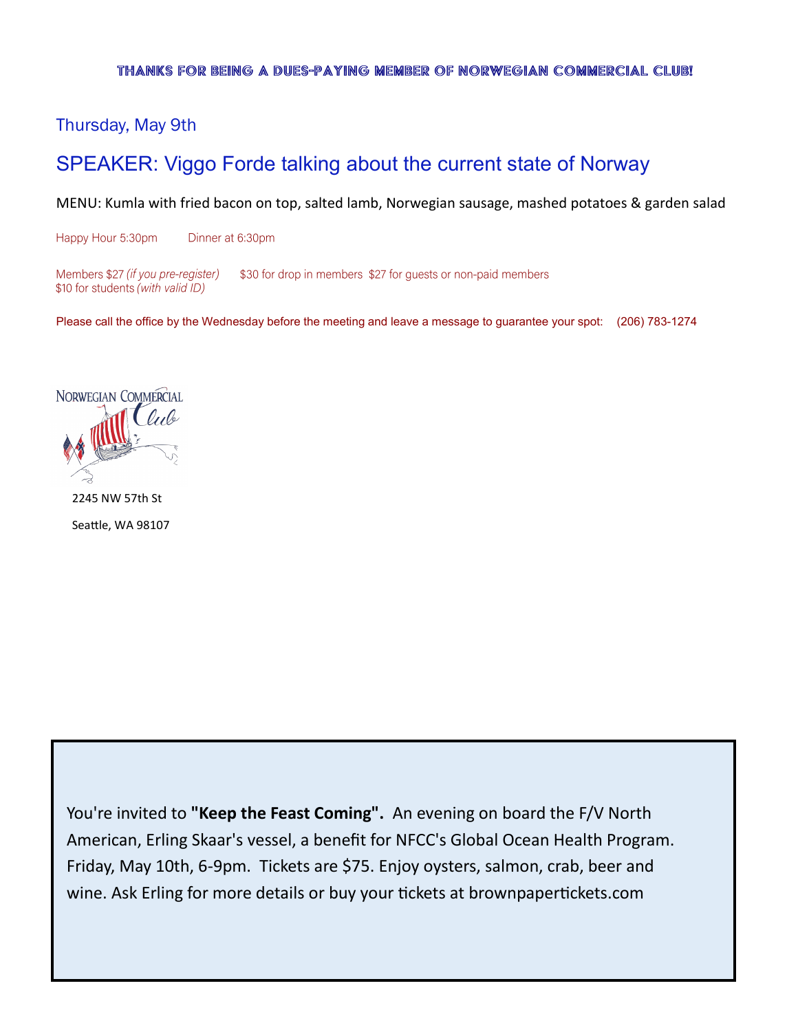**THANKS FOR BEING A DUES-PAYING MEMBER OF NORWEGIAN COMMERCIAL CLUB!**

Thursday, May 9th

## SPEAKER: Viggo Forde talking about the current state of Norway

MENU: Kumla with fried bacon on top, salted lamb, Norwegian sausage, mashed potatoes & garden salad

Happy Hour 5:30pm  Dinner at 6:30pm

Members $27 *(if you pre-register)*  $30 for drop in members  $27 for guests or non-paid members
$10 for students *(with valid ID)*

Please call the office by the Wednesday before the meeting and leave a message to guarantee your spot: (206) 783-1274

Norwegian Commercial Club

2245 NW 57th St

Seattle, WA 98107

You're invited to **"Keep the Feast Coming".** An evening on board the F/V North American, Erling Skaar's vessel, a benefit for NFCC's Global Ocean Health Program. Friday, May 10th, 6-9pm. Tickets are $75. Enjoy oysters, salmon, crab, beer and wine. Ask Erling for more details or buy your tickets at brownpapertickets.com